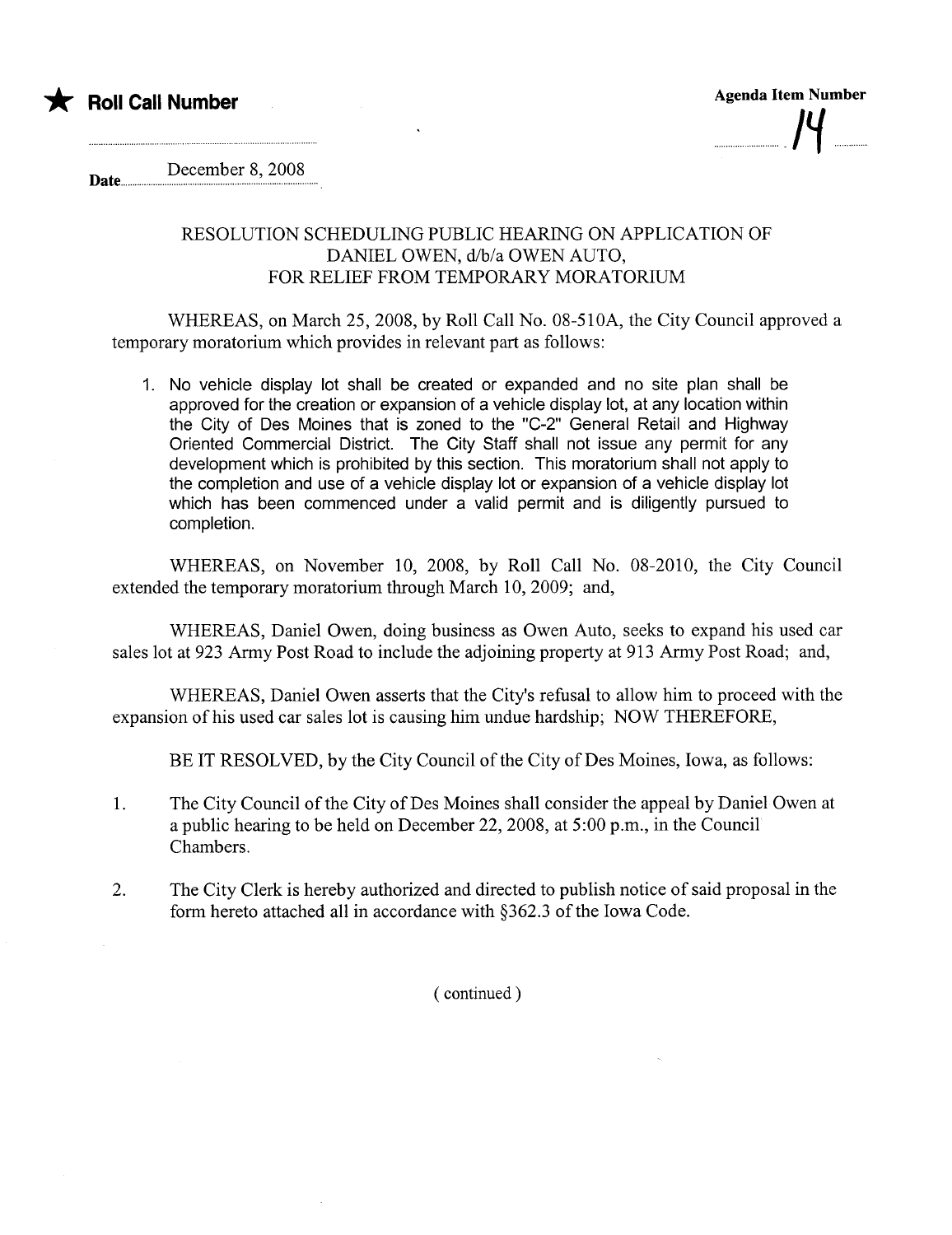★ **Roll Call Number**

**Agenda Item Number**

14

**Date** December 8, 2008

RESOLUTION SCHEDULING PUBLIC HEARING ON APPLICATION OF DANIEL OWEN, d/b/a OWEN AUTO, FOR RELIEF FROM TEMPORARY MORATORIUM

WHEREAS, on March 25, 2008, by Roll Call No. 08-510A, the City Council approved a temporary moratorium which provides in relevant part as follows:

1. No vehicle display lot shall be created or expanded and no site plan shall be approved for the creation or expansion of a vehicle display lot, at any location within the City of Des Moines that is zoned to the "C-2" General Retail and Highway Oriented Commercial District. The City Staff shall not issue any permit for any development which is prohibited by this section. This moratorium shall not apply to the completion and use of a vehicle display lot or expansion of a vehicle display lot which has been commenced under a valid permit and is diligently pursued to completion.

WHEREAS, on November 10, 2008, by Roll Call No. 08-2010, the City Council extended the temporary moratorium through March 10, 2009; and,

WHEREAS, Daniel Owen, doing business as Owen Auto, seeks to expand his used car sales lot at 923 Army Post Road to include the adjoining property at 913 Army Post Road; and,

WHEREAS, Daniel Owen asserts that the City's refusal to allow him to proceed with the expansion of his used car sales lot is causing him undue hardship; NOW THEREFORE,

BE IT RESOLVED, by the City Council of the City of Des Moines, Iowa, as follows:

1. The City Council of the City of Des Moines shall consider the appeal by Daniel Owen at a public hearing to be held on December 22, 2008, at 5:00 p.m., in the Council Chambers.

2. The City Clerk is hereby authorized and directed to publish notice of said proposal in the form hereto attached all in accordance with §362.3 of the Iowa Code.

( continued )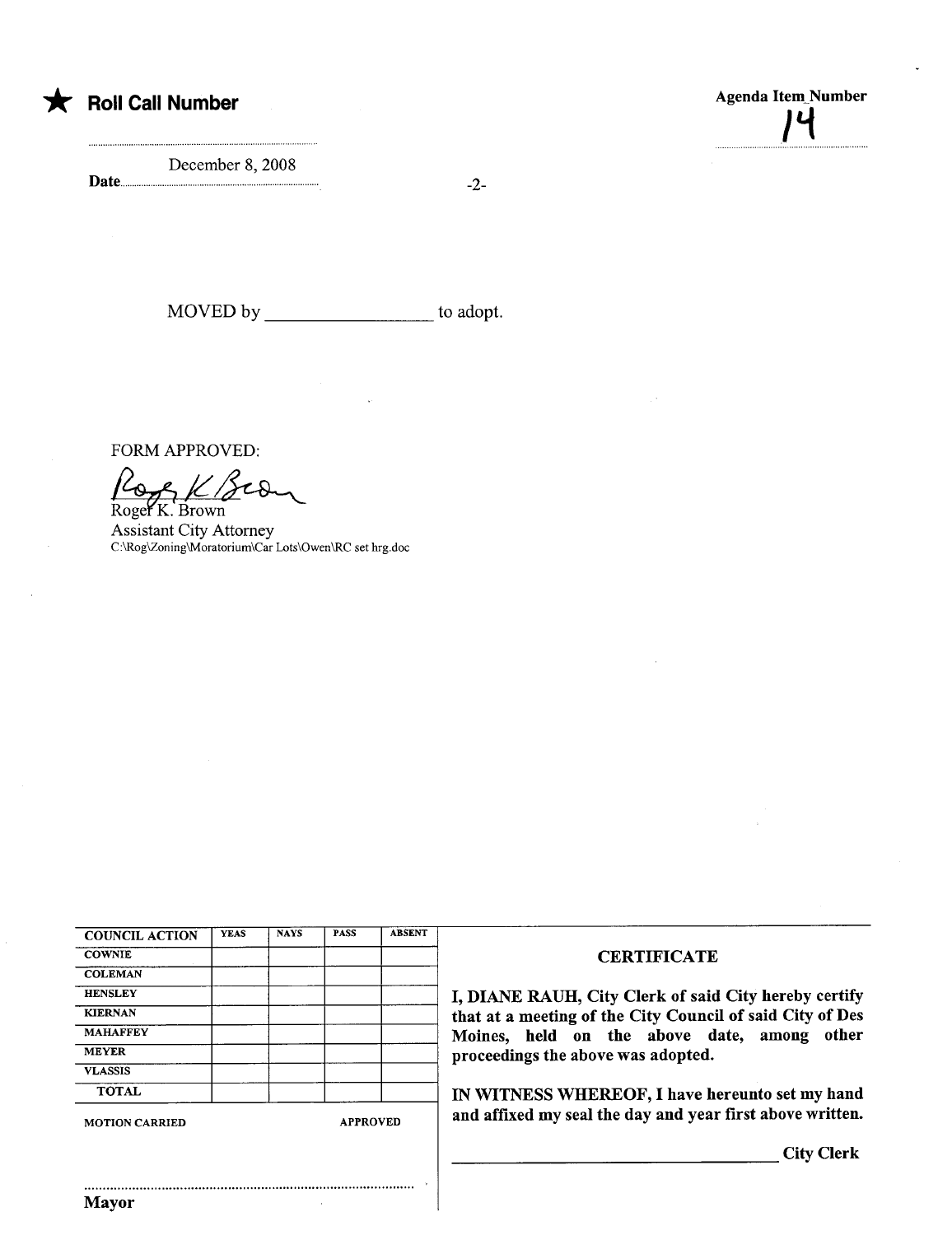★ **Roll Call Number**

Date December 8, 2008

**Agenda Item Number**

14

MOVED by ________________ to adopt.

FORM APPROVED:

Roger K. Brown
Assistant City Attorney
C:\Rog\Zoning\Moratorium\Car Lots\Owen\RC set hrg.doc

| COUNCIL ACTION | YEAS | NAYS | PASS | ABSENT |
|---|---|---|---|---|
| COWNIE | | | | |
| COLEMAN | | | | |
| HENSLEY | | | | |
| KIERNAN | | | | |
| MAHAFFEY | | | | |
| MEYER | | | | |
| VLASSIS | | | | |
| TOTAL | | | | |

MOTION CARRIED APPROVED

..........................................................................................

**Mayor**

**CERTIFICATE**

**I, DIANE RAUH, City Clerk of said City hereby certify that at a meeting of the City Council of said City of Des Moines, held on the above date, among other proceedings the above was adopted.**

**IN WITNESS WHEREOF, I have hereunto set my hand and affixed my seal the day and year first above written.**

________________________________ **City Clerk**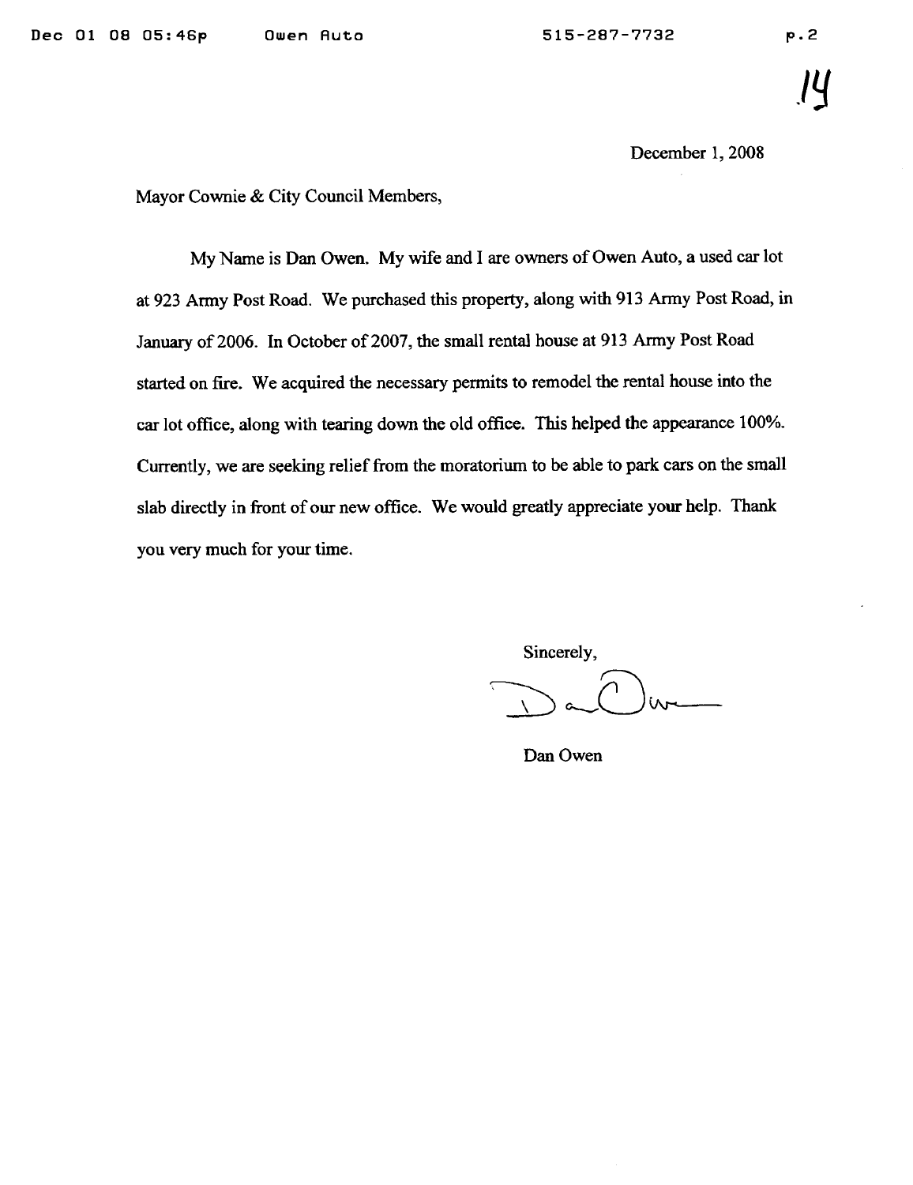December 1, 2008

Mayor Cownie & City Council Members,

My Name is Dan Owen. My wife and I are owners of Owen Auto, a used car lot at 923 Army Post Road. We purchased this property, along with 913 Army Post Road, in January of 2006. In October of 2007, the small rental house at 913 Army Post Road started on fire. We acquired the necessary permits to remodel the rental house into the car lot office, along with tearing down the old office. This helped the appearance 100%. Currently, we are seeking relief from the moratorium to be able to park cars on the small slab directly in front of our new office. We would greatly appreciate your help. Thank you very much for your time.

Sincerely,

Dan Owen